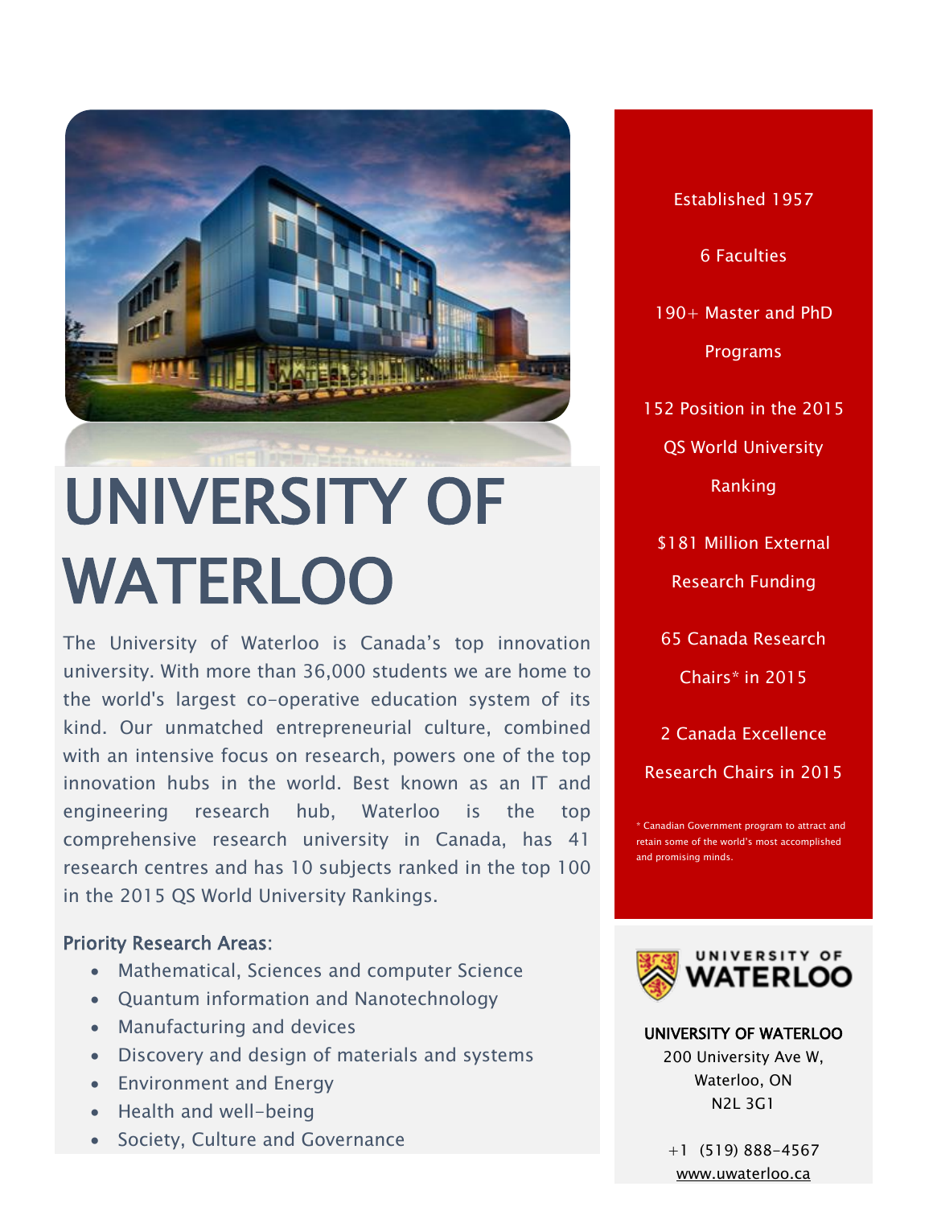# UNIVERSITY OF WATERLOO

The University of Waterloo is Canada's top innovation university. With more than 36,000 students we are home to the world's largest co-operative education system of its kind. Our unmatched entrepreneurial culture, combined with an intensive focus on research, powers one of the top innovation hubs in the world. Best known as an IT and engineering research hub, Waterloo is the top comprehensive research university in Canada, has 41 research centres and has 10 subjects ranked in the top 100 in the 2015 QS World University Rankings.

### Priority Research Areas:

- Mathematical, Sciences and computer Science
- Quantum information and Nanotechnology
- Manufacturing and devices
- Discovery and design of materials and systems
- Environment and Energy
- Health and well-being
- Society, Culture and Governance

Established 1957

6 Faculties

190+ Master and PhD Programs

152 Position in the 2015 QS World University Ranking

$181 Million External Research Funding

65 Canada Research Chairs* in 2015

2 Canada Excellence Research Chairs in 2015

* Canadian Government program to attract and retain some of the world's most accomplished and promising minds.

UNIVERSITY OF WATERLOO

**UNIVERSITY OF WATERLOO**
200 University Ave W,
Waterloo, ON
N2L 3G1

+1 (519) 888-4567
www.uwaterloo.ca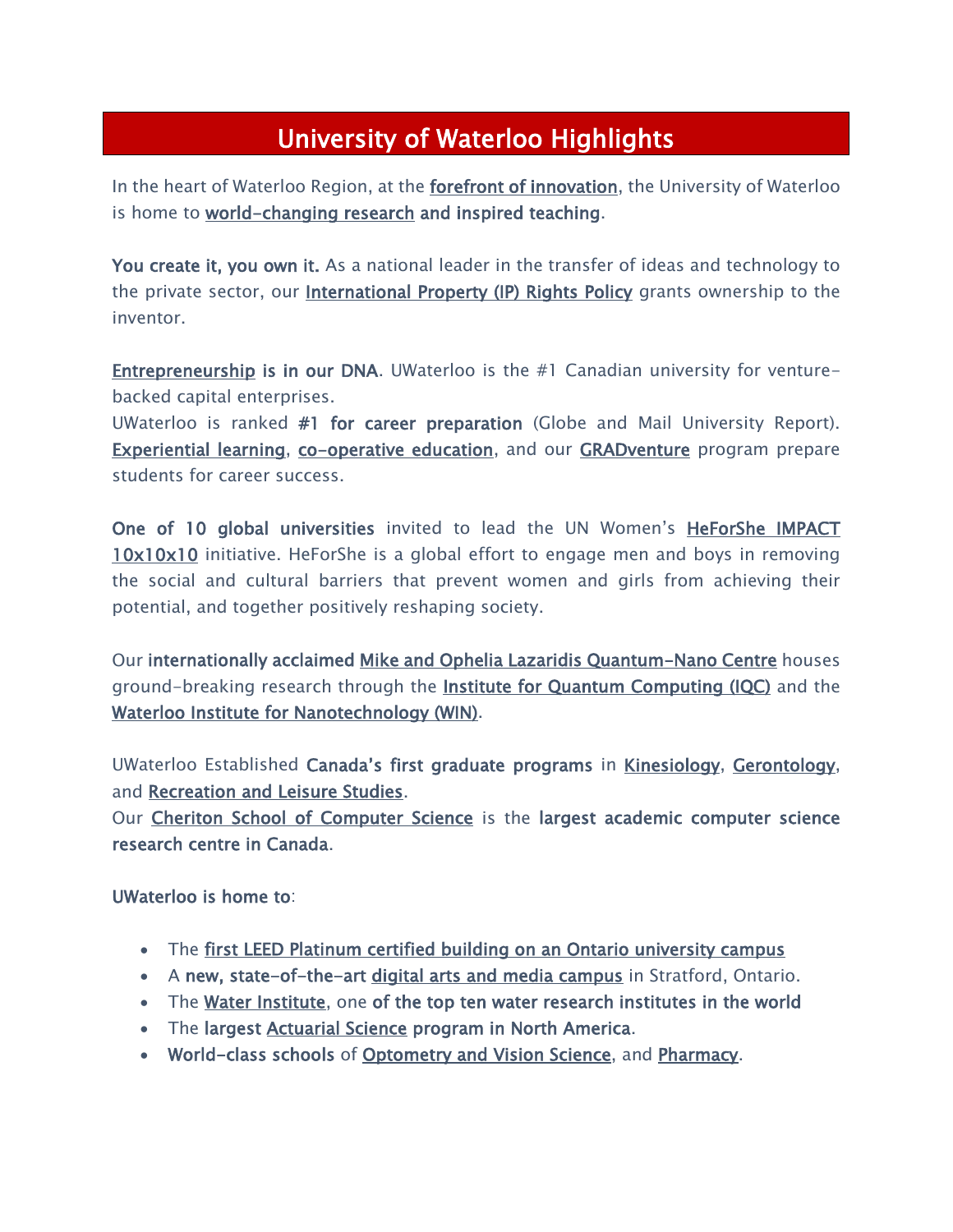# University of Waterloo Highlights

In the heart of Waterloo Region, at the forefront of innovation, the University of Waterloo is home to world-changing research **and inspired teaching**.

**You create it, you own it.** As a national leader in the transfer of ideas and technology to the private sector, our International Property (IP) Rights Policy grants ownership to the inventor.

Entrepreneurship **is in our DNA**. UWaterloo is the #1 Canadian university for venture-backed capital enterprises.
UWaterloo is ranked **#1 for career preparation** (Globe and Mail University Report). Experiential learning, co-operative education, and our GRADventure program prepare students for career success.

**One of 10 global universities** invited to lead the UN Women's HeForShe IMPACT 10x10x10 initiative. HeForShe is a global effort to engage men and boys in removing the social and cultural barriers that prevent women and girls from achieving their potential, and together positively reshaping society.

Our **internationally acclaimed** Mike and Ophelia Lazaridis Quantum-Nano Centre houses ground-breaking research through the Institute for Quantum Computing (IQC) and the Waterloo Institute for Nanotechnology (WIN).

UWaterloo Established **Canada's first graduate programs** in Kinesiology, Gerontology, and Recreation and Leisure Studies.
Our Cheriton School of Computer Science is the **largest academic computer science research centre in Canada**.

**UWaterloo is home to**:

- The first LEED Platinum certified building on an Ontario university campus
- A **new, state-of-the-art** digital arts and media campus in Stratford, Ontario.
- The Water Institute, one **of the top ten water research institutes in the world**
- The **largest** Actuarial Science **program in North America**.
- **World-class schools** of Optometry and Vision Science, and Pharmacy.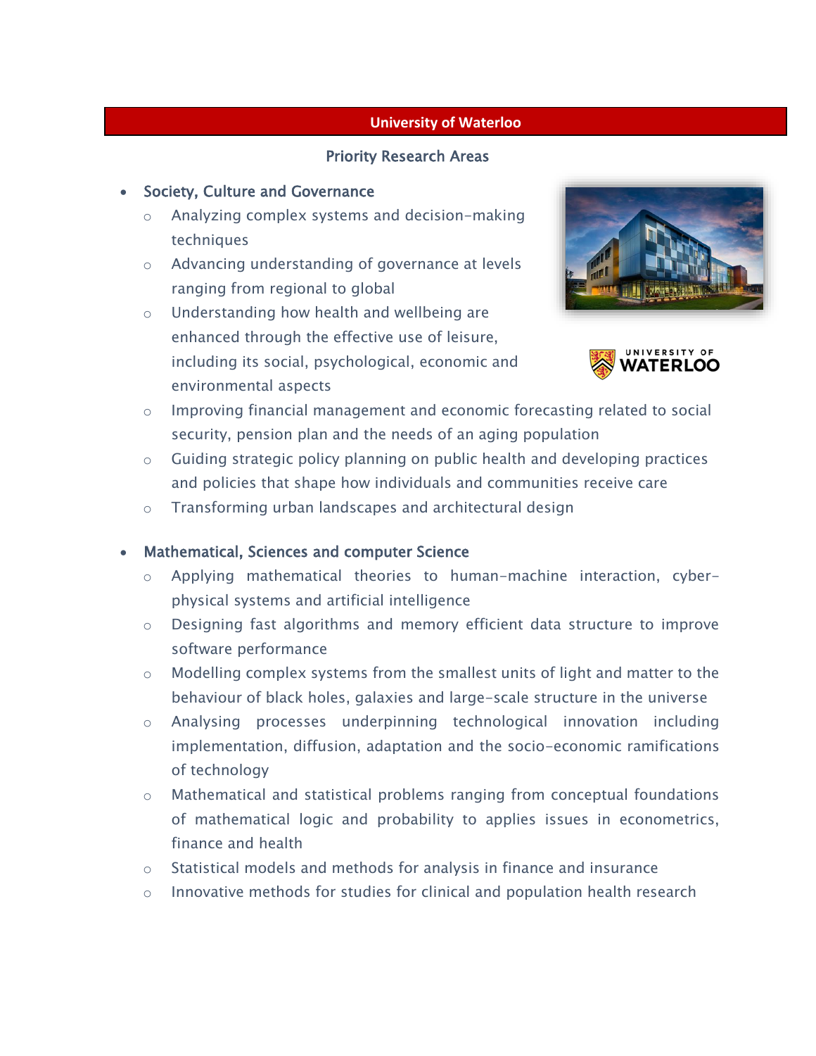## University of Waterloo

### Priority Research Areas

- Society, Culture and Governance
  - Analyzing complex systems and decision-making techniques
  - Advancing understanding of governance at levels ranging from regional to global
  - Understanding how health and wellbeing are enhanced through the effective use of leisure, including its social, psychological, economic and environmental aspects
  - Improving financial management and economic forecasting related to social security, pension plan and the needs of an aging population
  - Guiding strategic policy planning on public health and developing practices and policies that shape how individuals and communities receive care
  - Transforming urban landscapes and architectural design

- Mathematical, Sciences and computer Science
  - Applying mathematical theories to human-machine interaction, cyber-physical systems and artificial intelligence
  - Designing fast algorithms and memory efficient data structure to improve software performance
  - Modelling complex systems from the smallest units of light and matter to the behaviour of black holes, galaxies and large-scale structure in the universe
  - Analysing processes underpinning technological innovation including implementation, diffusion, adaptation and the socio-economic ramifications of technology
  - Mathematical and statistical problems ranging from conceptual foundations of mathematical logic and probability to applies issues in econometrics, finance and health
  - Statistical models and methods for analysis in finance and insurance
  - Innovative methods for studies for clinical and population health research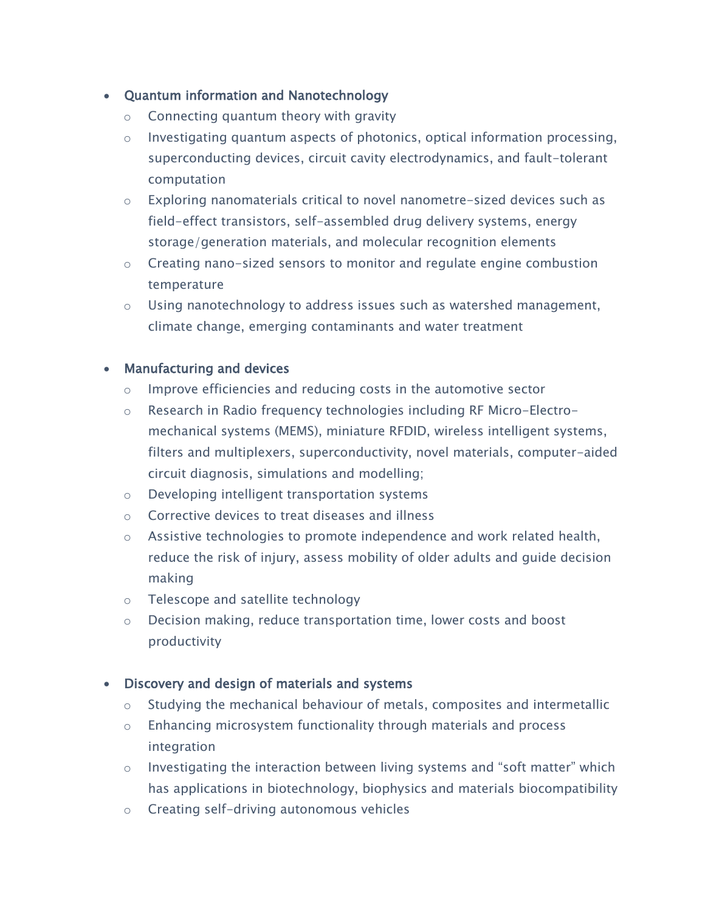- Quantum information and Nanotechnology
  - Connecting quantum theory with gravity
  - Investigating quantum aspects of photonics, optical information processing, superconducting devices, circuit cavity electrodynamics, and fault-tolerant computation
  - Exploring nanomaterials critical to novel nanometre-sized devices such as field-effect transistors, self-assembled drug delivery systems, energy storage/generation materials, and molecular recognition elements
  - Creating nano-sized sensors to monitor and regulate engine combustion temperature
  - Using nanotechnology to address issues such as watershed management, climate change, emerging contaminants and water treatment

- Manufacturing and devices
  - Improve efficiencies and reducing costs in the automotive sector
  - Research in Radio frequency technologies including RF Micro-Electro-mechanical systems (MEMS), miniature RFDID, wireless intelligent systems, filters and multiplexers, superconductivity, novel materials, computer-aided circuit diagnosis, simulations and modelling;
  - Developing intelligent transportation systems
  - Corrective devices to treat diseases and illness
  - Assistive technologies to promote independence and work related health, reduce the risk of injury, assess mobility of older adults and guide decision making
  - Telescope and satellite technology
  - Decision making, reduce transportation time, lower costs and boost productivity

- Discovery and design of materials and systems
  - Studying the mechanical behaviour of metals, composites and intermetallic
  - Enhancing microsystem functionality through materials and process integration
  - Investigating the interaction between living systems and "soft matter" which has applications in biotechnology, biophysics and materials biocompatibility
  - Creating self-driving autonomous vehicles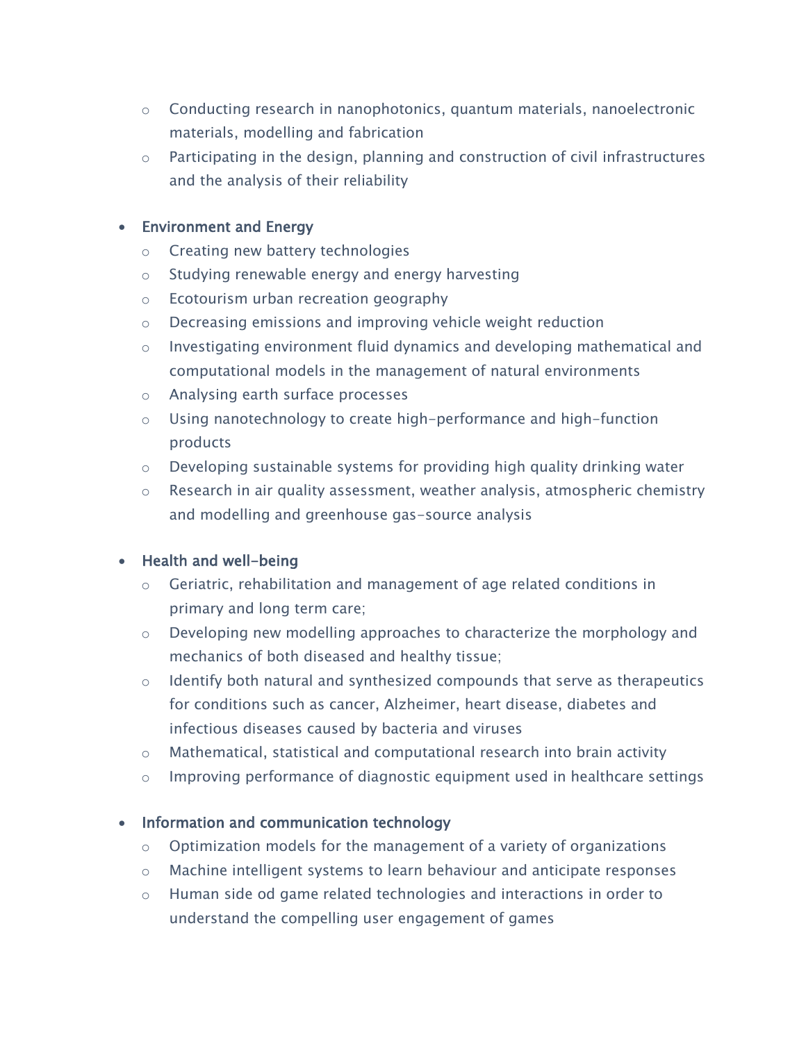- Conducting research in nanophotonics, quantum materials, nanoelectronic materials, modelling and fabrication
  - Participating in the design, planning and construction of civil infrastructures and the analysis of their reliability

- Environment and Energy
  - Creating new battery technologies
  - Studying renewable energy and energy harvesting
  - Ecotourism urban recreation geography
  - Decreasing emissions and improving vehicle weight reduction
  - Investigating environment fluid dynamics and developing mathematical and computational models in the management of natural environments
  - Analysing earth surface processes
  - Using nanotechnology to create high-performance and high-function products
  - Developing sustainable systems for providing high quality drinking water
  - Research in air quality assessment, weather analysis, atmospheric chemistry and modelling and greenhouse gas-source analysis

- Health and well-being
  - Geriatric, rehabilitation and management of age related conditions in primary and long term care;
  - Developing new modelling approaches to characterize the morphology and mechanics of both diseased and healthy tissue;
  - Identify both natural and synthesized compounds that serve as therapeutics for conditions such as cancer, Alzheimer, heart disease, diabetes and infectious diseases caused by bacteria and viruses
  - Mathematical, statistical and computational research into brain activity
  - Improving performance of diagnostic equipment used in healthcare settings

- Information and communication technology
  - Optimization models for the management of a variety of organizations
  - Machine intelligent systems to learn behaviour and anticipate responses
  - Human side od game related technologies and interactions in order to understand the compelling user engagement of games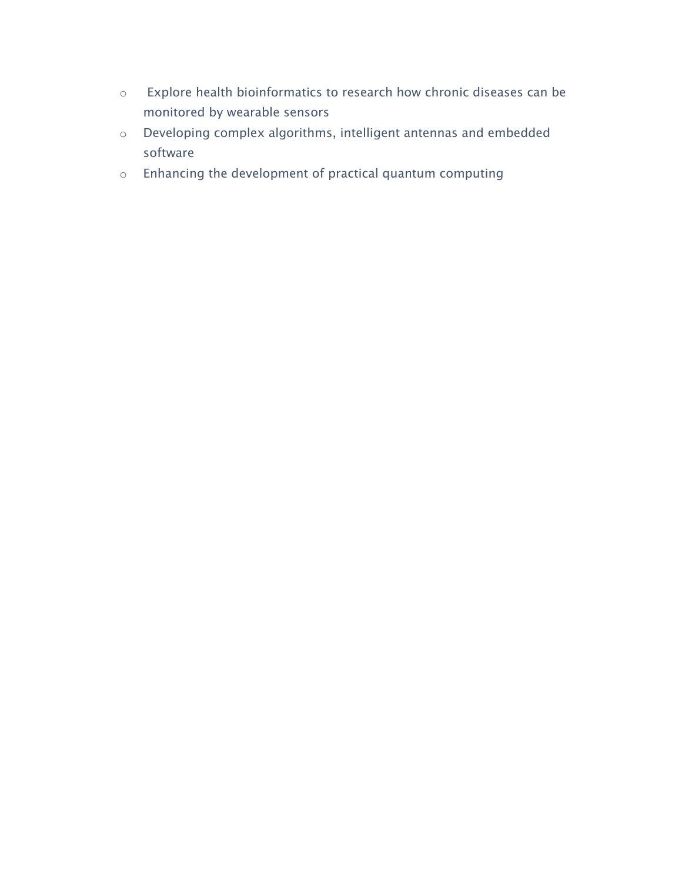- Explore health bioinformatics to research how chronic diseases can be monitored by wearable sensors
- Developing complex algorithms, intelligent antennas and embedded software
- Enhancing the development of practical quantum computing